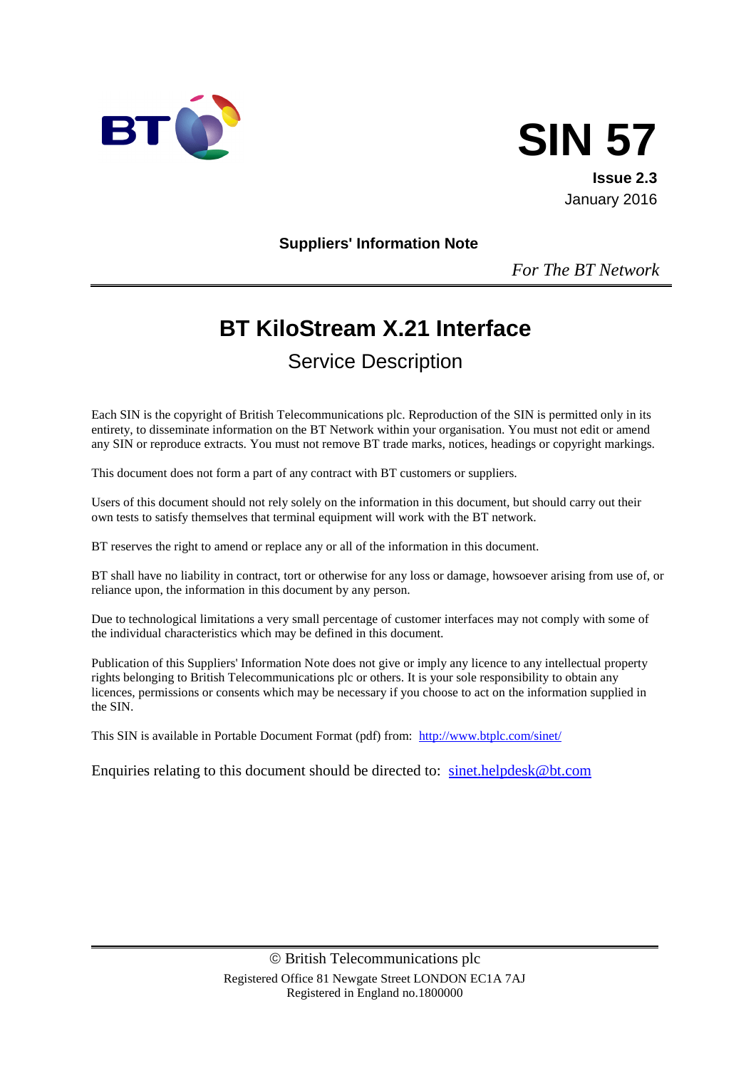# SIN 57

**Issue 2.3**
January 2016

**Suppliers' Information Note**

*For The BT Network*

# BT KiloStream X.21 Interface

## Service Description

Each SIN is the copyright of British Telecommunications plc. Reproduction of the SIN is permitted only in its entirety, to disseminate information on the BT Network within your organisation. You must not edit or amend any SIN or reproduce extracts. You must not remove BT trade marks, notices, headings or copyright markings.

This document does not form a part of any contract with BT customers or suppliers.

Users of this document should not rely solely on the information in this document, but should carry out their own tests to satisfy themselves that terminal equipment will work with the BT network.

BT reserves the right to amend or replace any or all of the information in this document.

BT shall have no liability in contract, tort or otherwise for any loss or damage, howsoever arising from use of, or reliance upon, the information in this document by any person.

Due to technological limitations a very small percentage of customer interfaces may not comply with some of the individual characteristics which may be defined in this document.

Publication of this Suppliers' Information Note does not give or imply any licence to any intellectual property rights belonging to British Telecommunications plc or others. It is your sole responsibility to obtain any licences, permissions or consents which may be necessary if you choose to act on the information supplied in the SIN.

This SIN is available in Portable Document Format (pdf) from: http://www.btplc.com/sinet/

Enquiries relating to this document should be directed to: sinet.helpdesk@bt.com

© British Telecommunications plc
Registered Office 81 Newgate Street LONDON EC1A 7AJ
Registered in England no.1800000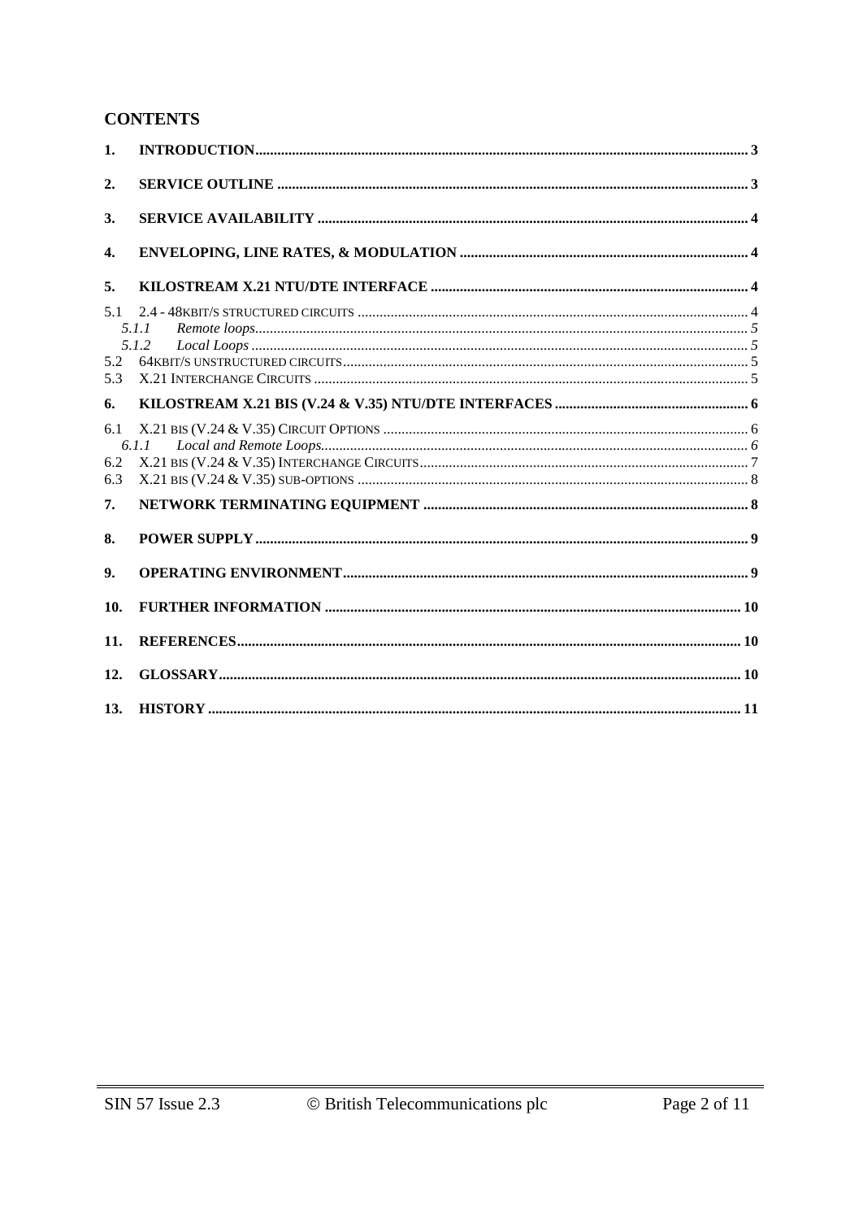## CONTENTS

1. INTRODUCTION ... 3
2. SERVICE OUTLINE ... 3
3. SERVICE AVAILABILITY ... 4
4. ENVELOPING, LINE RATES, & MODULATION ... 4
5. KILOSTREAM X.21 NTU/DTE INTERFACE ... 4
   - 5.1 2.4 - 48KBIT/S STRUCTURED CIRCUITS ... 4
     - 5.1.1 *Remote loops* ... 5
     - 5.1.2 *Local Loops* ... 5
   - 5.2 64KBIT/S UNSTRUCTURED CIRCUITS ... 5
   - 5.3 X.21 INTERCHANGE CIRCUITS ... 5
6. KILOSTREAM X.21 BIS (V.24 & V.35) NTU/DTE INTERFACES ... 6
   - 6.1 X.21 BIS (V.24 & V.35) CIRCUIT OPTIONS ... 6
     - 6.1.1 *Local and Remote Loops* ... 6
   - 6.2 X.21 BIS (V.24 & V.35) INTERCHANGE CIRCUITS ... 7
   - 6.3 X.21 BIS (V.24 & V.35) SUB-OPTIONS ... 8
7. NETWORK TERMINATING EQUIPMENT ... 8
8. POWER SUPPLY ... 9
9. OPERATING ENVIRONMENT ... 9
10. FURTHER INFORMATION ... 10
11. REFERENCES ... 10
12. GLOSSARY ... 10
13. HISTORY ... 11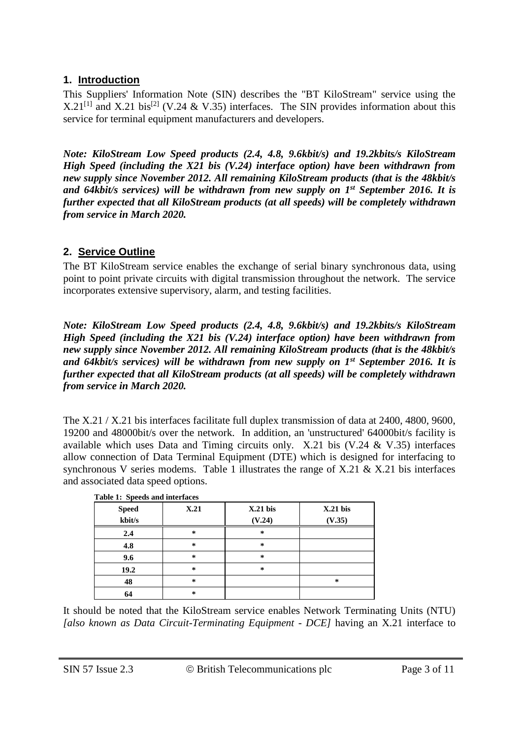## 1. Introduction

This Suppliers' Information Note (SIN) describes the "BT KiloStream" service using the X.21[1] and X.21 bis[2] (V.24 & V.35) interfaces. The SIN provides information about this service for terminal equipment manufacturers and developers.

***Note: KiloStream Low Speed products (2.4, 4.8, 9.6kbit/s) and 19.2kbits/s KiloStream High Speed (including the X21 bis (V.24) interface option) have been withdrawn from new supply since November 2012. All remaining KiloStream products (that is the 48kbit/s and 64kbit/s services) will be withdrawn from new supply on 1st September 2016. It is further expected that all KiloStream products (at all speeds) will be completely withdrawn from service in March 2020.***

## 2. Service Outline

The BT KiloStream service enables the exchange of serial binary synchronous data, using point to point private circuits with digital transmission throughout the network. The service incorporates extensive supervisory, alarm, and testing facilities.

***Note: KiloStream Low Speed products (2.4, 4.8, 9.6kbit/s) and 19.2kbits/s KiloStream High Speed (including the X21 bis (V.24) interface option) have been withdrawn from new supply since November 2012. All remaining KiloStream products (that is the 48kbit/s and 64kbit/s services) will be withdrawn from new supply on 1st September 2016. It is further expected that all KiloStream products (at all speeds) will be completely withdrawn from service in March 2020.***

The X.21 / X.21 bis interfaces facilitate full duplex transmission of data at 2400, 4800, 9600, 19200 and 48000bit/s over the network. In addition, an 'unstructured' 64000bit/s facility is available which uses Data and Timing circuits only. X.21 bis (V.24 & V.35) interfaces allow connection of Data Terminal Equipment (DTE) which is designed for interfacing to synchronous V series modems. Table 1 illustrates the range of X.21 & X.21 bis interfaces and associated data speed options.

**Table 1: Speeds and interfaces**

| Speed kbit/s | X.21 | X.21 bis (V.24) | X.21 bis (V.35) |
|---|---|---|---|
| 2.4 | * | * | |
| 4.8 | * | * | |
| 9.6 | * | * | |
| 19.2 | * | * | |
| 48 | * | | * |
| 64 | * | | |

It should be noted that the KiloStream service enables Network Terminating Units (NTU) *[also known as Data Circuit-Terminating Equipment - DCE]* having an X.21 interface to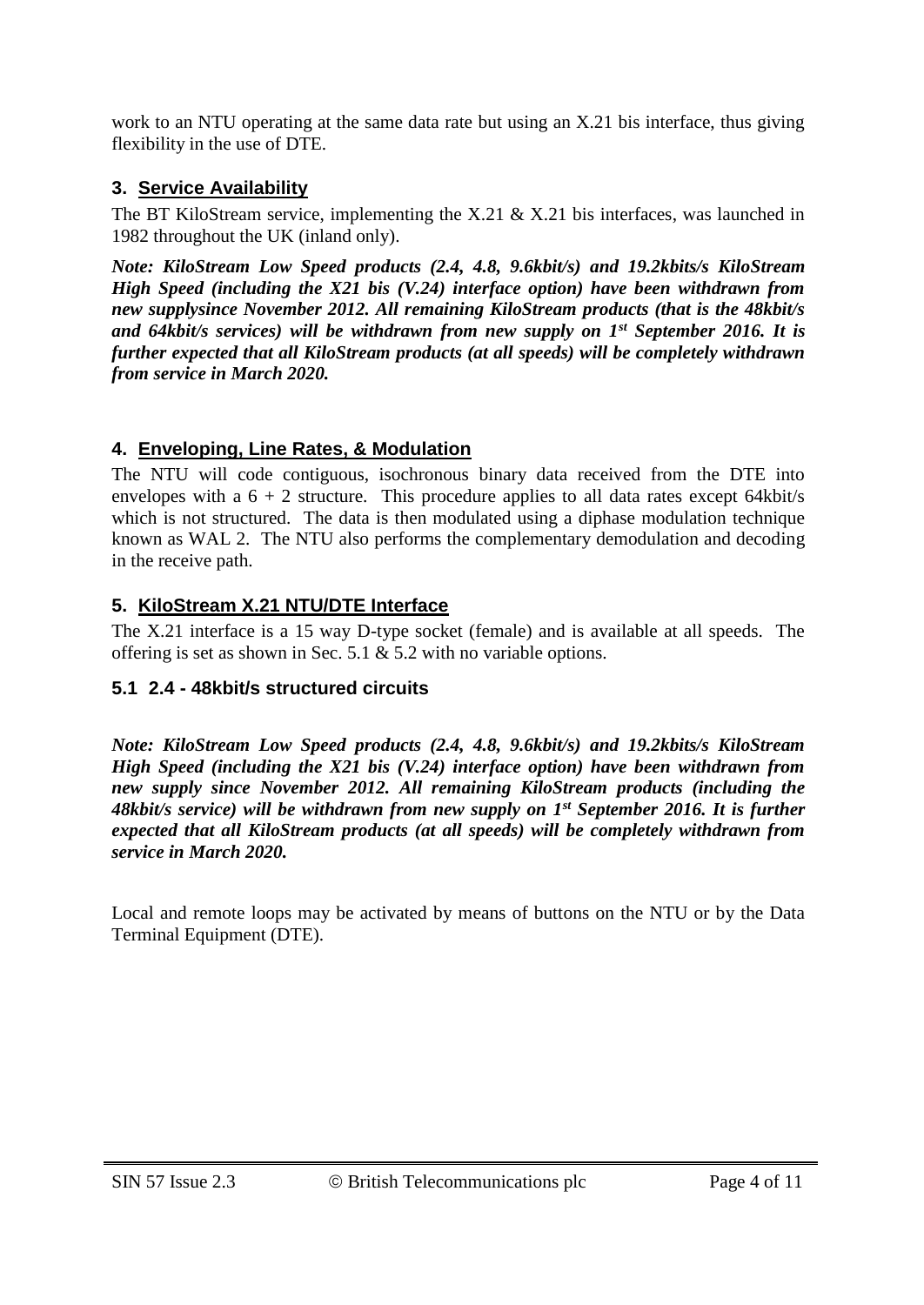work to an NTU operating at the same data rate but using an X.21 bis interface, thus giving flexibility in the use of DTE.

## 3. Service Availability

The BT KiloStream service, implementing the X.21 & X.21 bis interfaces, was launched in 1982 throughout the UK (inland only).

***Note: KiloStream Low Speed products (2.4, 4.8, 9.6kbit/s) and 19.2kbits/s KiloStream High Speed (including the X21 bis (V.24) interface option) have been withdrawn from new supplysince November 2012. All remaining KiloStream products (that is the 48kbit/s and 64kbit/s services) will be withdrawn from new supply on 1st September 2016. It is further expected that all KiloStream products (at all speeds) will be completely withdrawn from service in March 2020.***

## 4. Enveloping, Line Rates, & Modulation

The NTU will code contiguous, isochronous binary data received from the DTE into envelopes with a 6 + 2 structure. This procedure applies to all data rates except 64kbit/s which is not structured. The data is then modulated using a diphase modulation technique known as WAL 2. The NTU also performs the complementary demodulation and decoding in the receive path.

## 5. KiloStream X.21 NTU/DTE Interface

The X.21 interface is a 15 way D-type socket (female) and is available at all speeds. The offering is set as shown in Sec. 5.1 & 5.2 with no variable options.

### 5.1 2.4 - 48kbit/s structured circuits

***Note: KiloStream Low Speed products (2.4, 4.8, 9.6kbit/s) and 19.2kbits/s KiloStream High Speed (including the X21 bis (V.24) interface option) have been withdrawn from new supply since November 2012. All remaining KiloStream products (including the 48kbit/s service) will be withdrawn from new supply on 1st September 2016. It is further expected that all KiloStream products (at all speeds) will be completely withdrawn from service in March 2020.***

Local and remote loops may be activated by means of buttons on the NTU or by the Data Terminal Equipment (DTE).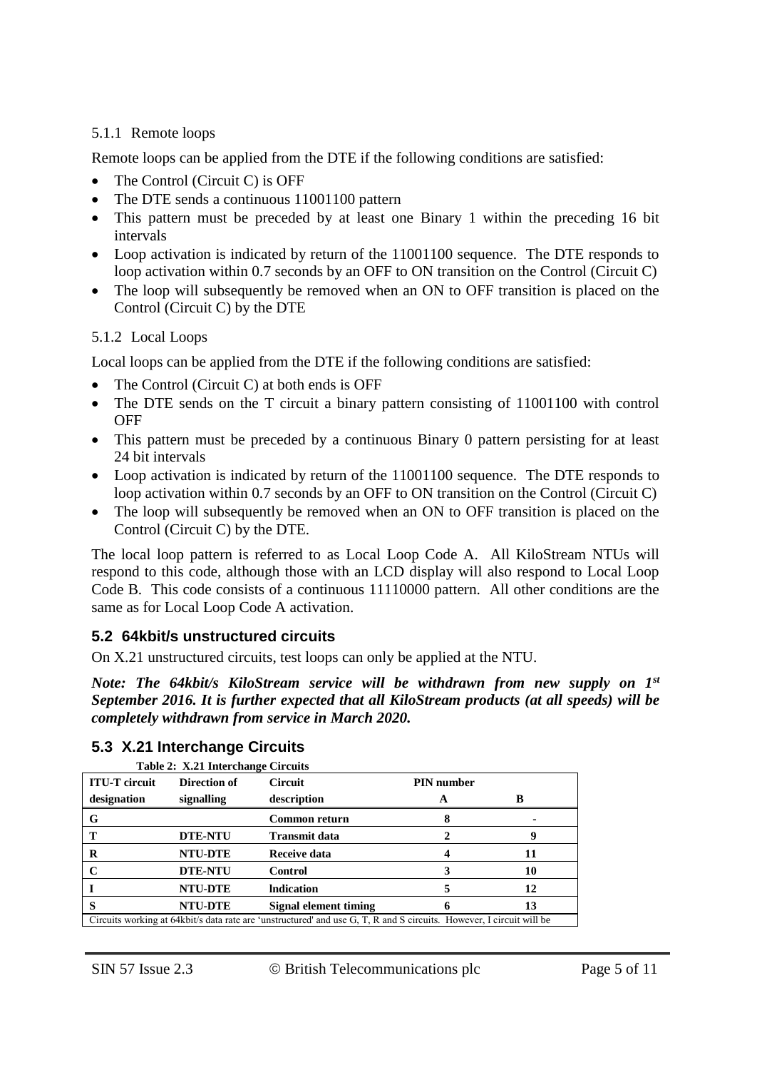#### 5.1.1 Remote loops

Remote loops can be applied from the DTE if the following conditions are satisfied:

- The Control (Circuit C) is OFF
- The DTE sends a continuous 11001100 pattern
- This pattern must be preceded by at least one Binary 1 within the preceding 16 bit intervals
- Loop activation is indicated by return of the 11001100 sequence. The DTE responds to loop activation within 0.7 seconds by an OFF to ON transition on the Control (Circuit C)
- The loop will subsequently be removed when an ON to OFF transition is placed on the Control (Circuit C) by the DTE

#### 5.1.2 Local Loops

Local loops can be applied from the DTE if the following conditions are satisfied:

- The Control (Circuit C) at both ends is OFF
- The DTE sends on the T circuit a binary pattern consisting of 11001100 with control OFF
- This pattern must be preceded by a continuous Binary 0 pattern persisting for at least 24 bit intervals
- Loop activation is indicated by return of the 11001100 sequence. The DTE responds to loop activation within 0.7 seconds by an OFF to ON transition on the Control (Circuit C)
- The loop will subsequently be removed when an ON to OFF transition is placed on the Control (Circuit C) by the DTE.

The local loop pattern is referred to as Local Loop Code A. All KiloStream NTUs will respond to this code, although those with an LCD display will also respond to Local Loop Code B. This code consists of a continuous 11110000 pattern. All other conditions are the same as for Local Loop Code A activation.

### 5.2 64kbit/s unstructured circuits

On X.21 unstructured circuits, test loops can only be applied at the NTU.

***Note: The 64kbit/s KiloStream service will be withdrawn from new supply on 1st September 2016. It is further expected that all KiloStream products (at all speeds) will be completely withdrawn from service in March 2020.***

### 5.3 X.21 Interchange Circuits

**Table 2: X.21 Interchange Circuits**

| ITU-T circuit designation | Direction of signalling | Circuit description | PIN number A | PIN number B |
|---|---|---|---|---|
| **G** | | **Common return** | **8** | **-** |
| **T** | **DTE-NTU** | **Transmit data** | **2** | **9** |
| **R** | **NTU-DTE** | **Receive data** | **4** | **11** |
| **C** | **DTE-NTU** | **Control** | **3** | **10** |
| **I** | **NTU-DTE** | **Indication** | **5** | **12** |
| **S** | **NTU-DTE** | **Signal element timing** | **6** | **13** |

Circuits working at 64kbit/s data rate are 'unstructured' and use G, T, R and S circuits. However, I circuit will be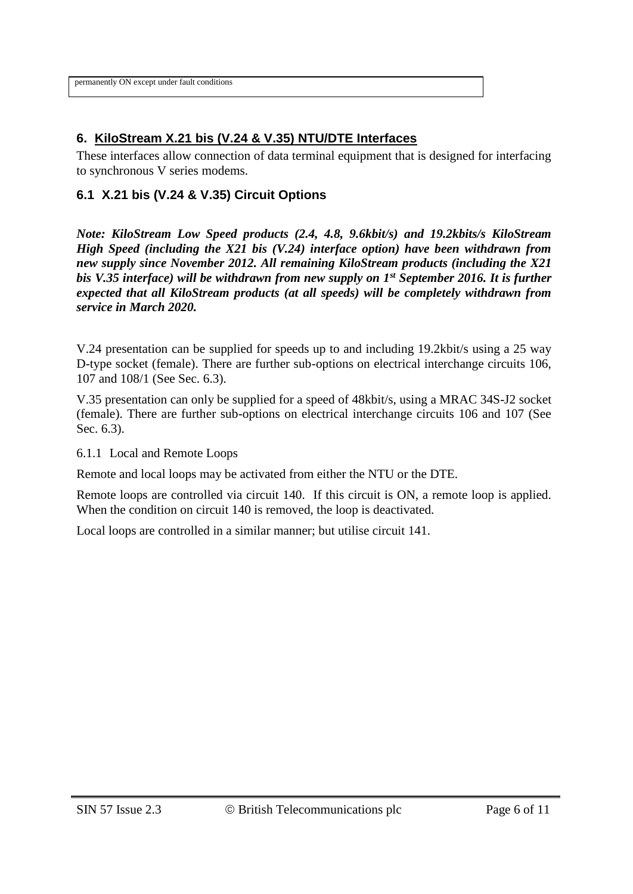permanently ON except under fault conditions

## 6. KiloStream X.21 bis (V.24 & V.35) NTU/DTE Interfaces

These interfaces allow connection of data terminal equipment that is designed for interfacing to synchronous V series modems.

### 6.1 X.21 bis (V.24 & V.35) Circuit Options

***Note: KiloStream Low Speed products (2.4, 4.8, 9.6kbit/s) and 19.2kbits/s KiloStream High Speed (including the X21 bis (V.24) interface option) have been withdrawn from new supply since November 2012. All remaining KiloStream products (including the X21 bis V.35 interface) will be withdrawn from new supply on 1st September 2016. It is further expected that all KiloStream products (at all speeds) will be completely withdrawn from service in March 2020.***

V.24 presentation can be supplied for speeds up to and including 19.2kbit/s using a 25 way D-type socket (female). There are further sub-options on electrical interchange circuits 106, 107 and 108/1 (See Sec. 6.3).

V.35 presentation can only be supplied for a speed of 48kbit/s, using a MRAC 34S-J2 socket (female). There are further sub-options on electrical interchange circuits 106 and 107 (See Sec. 6.3).

6.1.1 Local and Remote Loops

Remote and local loops may be activated from either the NTU or the DTE.

Remote loops are controlled via circuit 140. If this circuit is ON, a remote loop is applied. When the condition on circuit 140 is removed, the loop is deactivated.

Local loops are controlled in a similar manner; but utilise circuit 141.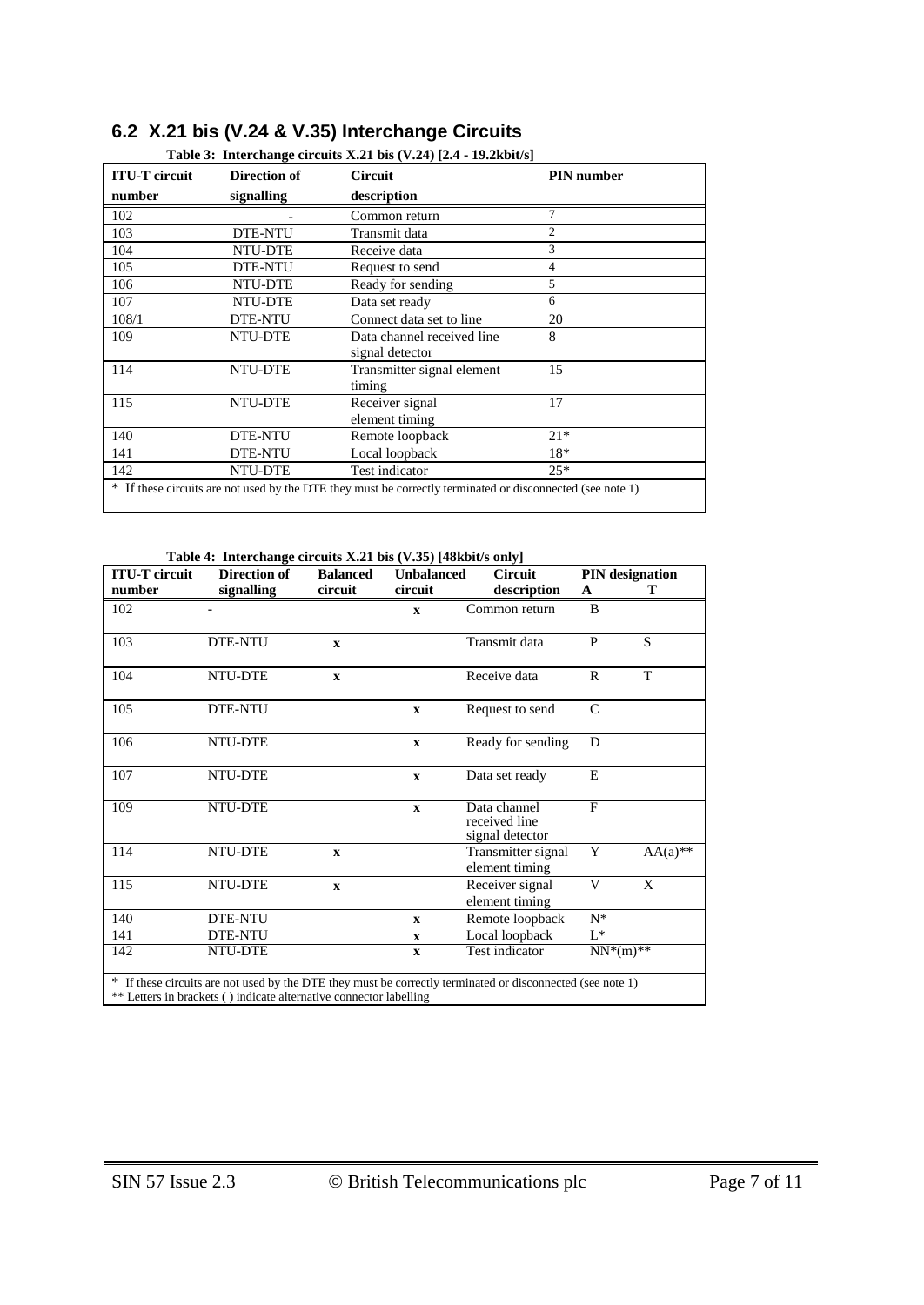## 6.2 X.21 bis (V.24 & V.35) Interchange Circuits

**Table 3: Interchange circuits X.21 bis (V.24) [2.4 - 19.2kbit/s]**

| ITU-T circuit number | Direction of signalling | Circuit description | PIN number |
|---|---|---|---|
| 102 | - | Common return | 7 |
| 103 | DTE-NTU | Transmit data | 2 |
| 104 | NTU-DTE | Receive data | 3 |
| 105 | DTE-NTU | Request to send | 4 |
| 106 | NTU-DTE | Ready for sending | 5 |
| 107 | NTU-DTE | Data set ready | 6 |
| 108/1 | DTE-NTU | Connect data set to line | 20 |
| 109 | NTU-DTE | Data channel received line signal detector | 8 |
| 114 | NTU-DTE | Transmitter signal element timing | 15 |
| 115 | NTU-DTE | Receiver signal element timing | 17 |
| 140 | DTE-NTU | Remote loopback | 21* |
| 141 | DTE-NTU | Local loopback | 18* |
| 142 | NTU-DTE | Test indicator | 25* |

\* If these circuits are not used by the DTE they must be correctly terminated or disconnected (see note 1)

**Table 4: Interchange circuits X.21 bis (V.35) [48kbit/s only]**

| ITU-T circuit number | Direction of signalling | Balanced circuit | Unbalanced circuit | Circuit description | PIN designation A | PIN designation T |
|---|---|---|---|---|---|---|
| 102 | - | | x | Common return | B | |
| 103 | DTE-NTU | x | | Transmit data | P | S |
| 104 | NTU-DTE | x | | Receive data | R | T |
| 105 | DTE-NTU | | x | Request to send | C | |
| 106 | NTU-DTE | | x | Ready for sending | D | |
| 107 | NTU-DTE | | x | Data set ready | E | |
| 109 | NTU-DTE | | x | Data channel received line signal detector | F | |
| 114 | NTU-DTE | x | | Transmitter signal element timing | Y | AA(a)** |
| 115 | NTU-DTE | x | | Receiver signal element timing | V | X |
| 140 | DTE-NTU | | x | Remote loopback | N* | |
| 141 | DTE-NTU | | x | Local loopback | L* | |
| 142 | NTU-DTE | | x | Test indicator | NN*(m)** | |

\* If these circuits are not used by the DTE they must be correctly terminated or disconnected (see note 1)
** Letters in brackets ( ) indicate alternative connector labelling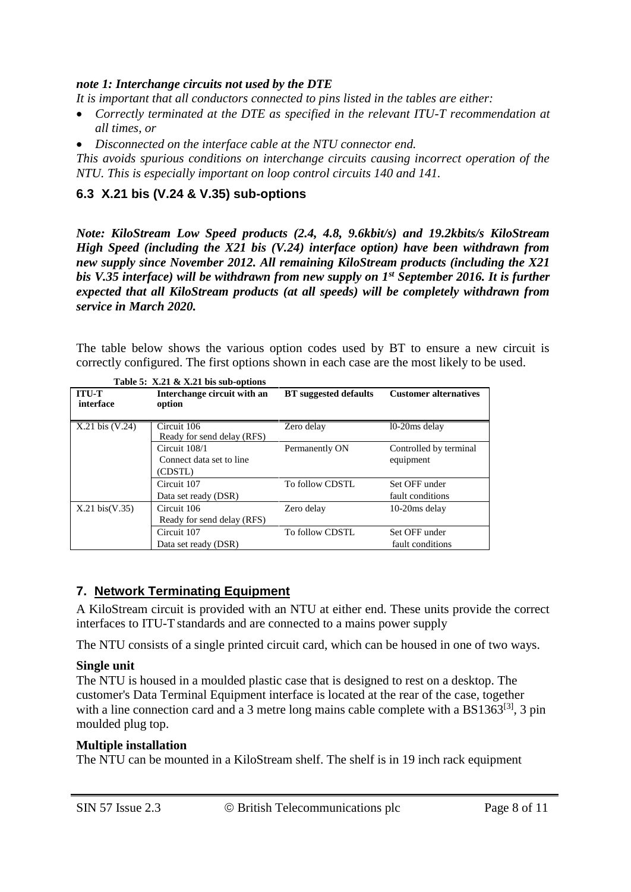***note 1: Interchange circuits not used by the DTE***

*It is important that all conductors connected to pins listed in the tables are either:*

- *Correctly terminated at the DTE as specified in the relevant ITU-T recommendation at all times, or*
- *Disconnected on the interface cable at the NTU connector end.*

*This avoids spurious conditions on interchange circuits causing incorrect operation of the NTU. This is especially important on loop control circuits 140 and 141.*

### 6.3 X.21 bis (V.24 & V.35) sub-options

***Note: KiloStream Low Speed products (2.4, 4.8, 9.6kbit/s) and 19.2kbits/s KiloStream High Speed (including the X21 bis (V.24) interface option) have been withdrawn from new supply since November 2012. All remaining KiloStream products (including the X21 bis V.35 interface) will be withdrawn from new supply on 1st September 2016. It is further expected that all KiloStream products (at all speeds) will be completely withdrawn from service in March 2020.***

The table below shows the various option codes used by BT to ensure a new circuit is correctly configured. The first options shown in each case are the most likely to be used.

**Table 5: X.21 & X.21 bis sub-options**

| ITU-T interface | Interchange circuit with an option | BT suggested defaults | Customer alternatives |
|---|---|---|---|
| X.21 bis (V.24) | Circuit 106 Ready for send delay (RFS) | Zero delay | l0-20ms delay |
| | Circuit 108/1 Connect data set to line (CDSTL) | Permanently ON | Controlled by terminal equipment |
| | Circuit 107 Data set ready (DSR) | To follow CDSTL | Set OFF under fault conditions |
| X.21 bis(V.35) | Circuit 106 Ready for send delay (RFS) | Zero delay | 10-20ms delay |
| | Circuit 107 Data set ready (DSR) | To follow CDSTL | Set OFF under fault conditions |

## 7. Network Terminating Equipment

A KiloStream circuit is provided with an NTU at either end. These units provide the correct interfaces to ITU-T standards and are connected to a mains power supply

The NTU consists of a single printed circuit card, which can be housed in one of two ways.

**Single unit**

The NTU is housed in a moulded plastic case that is designed to rest on a desktop. The customer's Data Terminal Equipment interface is located at the rear of the case, together with a line connection card and a 3 metre long mains cable complete with a BS1363[3], 3 pin moulded plug top.

**Multiple installation**

The NTU can be mounted in a KiloStream shelf. The shelf is in 19 inch rack equipment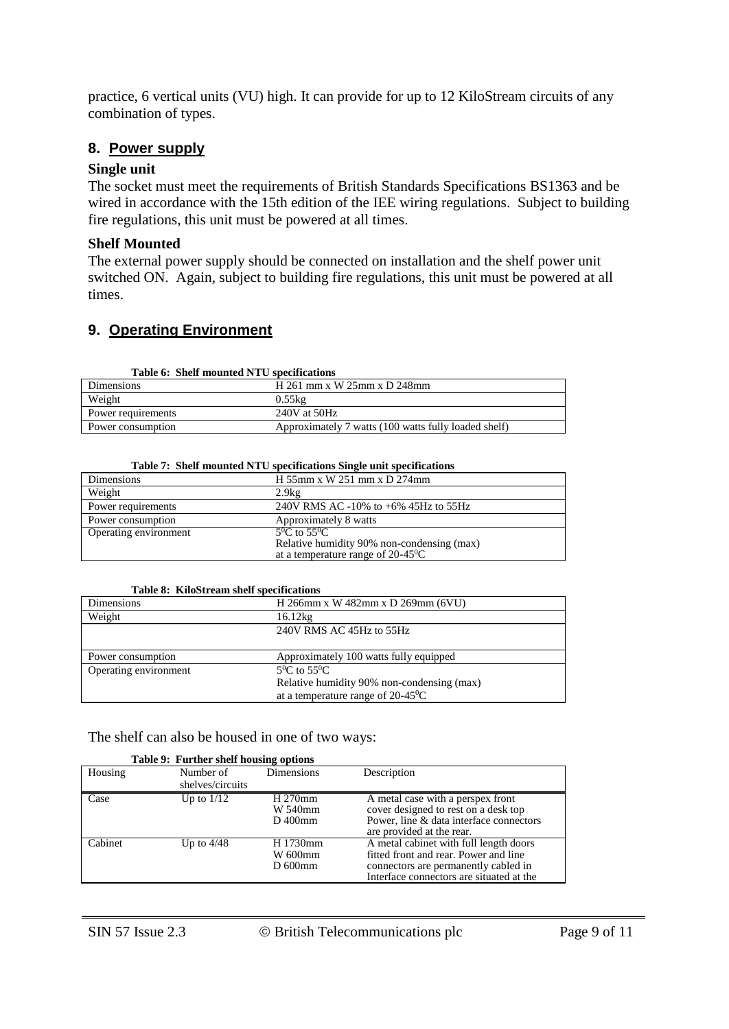practice, 6 vertical units (VU) high. It can provide for up to 12 KiloStream circuits of any combination of types.

## 8. Power supply

### Single unit

The socket must meet the requirements of British Standards Specifications BS1363 and be wired in accordance with the 15th edition of the IEE wiring regulations. Subject to building fire regulations, this unit must be powered at all times.

### Shelf Mounted

The external power supply should be connected on installation and the shelf power unit switched ON. Again, subject to building fire regulations, this unit must be powered at all times.

## 9. Operating Environment

**Table 6: Shelf mounted NTU specifications**

| | |
|---|---|
| Dimensions | H 261 mm x W 25mm x D 248mm |
| Weight | 0.55kg |
| Power requirements | 240V at 50Hz |
| Power consumption | Approximately 7 watts (100 watts fully loaded shelf) |

**Table 7: Shelf mounted NTU specifications Single unit specifications**

| | |
|---|---|
| Dimensions | H 55mm x W 251 mm x D 274mm |
| Weight | 2.9kg |
| Power requirements | 240V RMS AC -10% to +6% 45Hz to 55Hz |
| Power consumption | Approximately 8 watts |
| Operating environment | $5^0$C to $55^0$C<br>Relative humidity 90% non-condensing (max)<br>at a temperature range of 20-$45^0$C |

**Table 8: KiloStream shelf specifications**

| | |
|---|---|
| Dimensions | H 266mm x W 482mm x D 269mm (6VU) |
| Weight | 16.12kg |
| | 240V RMS AC 45Hz to 55Hz |
| Power consumption | Approximately 100 watts fully equipped |
| Operating environment | $5^0$C to $55^0$C<br>Relative humidity 90% non-condensing (max)<br>at a temperature range of 20-$45^0$C |

The shelf can also be housed in one of two ways:

**Table 9: Further shelf housing options**

| Housing | Number of shelves/circuits | Dimensions | Description |
|---|---|---|---|
| Case | Up to 1/12 | H 270mm<br>W 540mm<br>D 400mm | A metal case with a perspex front cover designed to rest on a desk top Power, line & data interface connectors are provided at the rear. |
| Cabinet | Up to 4/48 | H 1730mm<br>W 600mm<br>D 600mm | A metal cabinet with full length doors fitted front and rear. Power and line connectors are permanently cabled in Interface connectors are situated at the |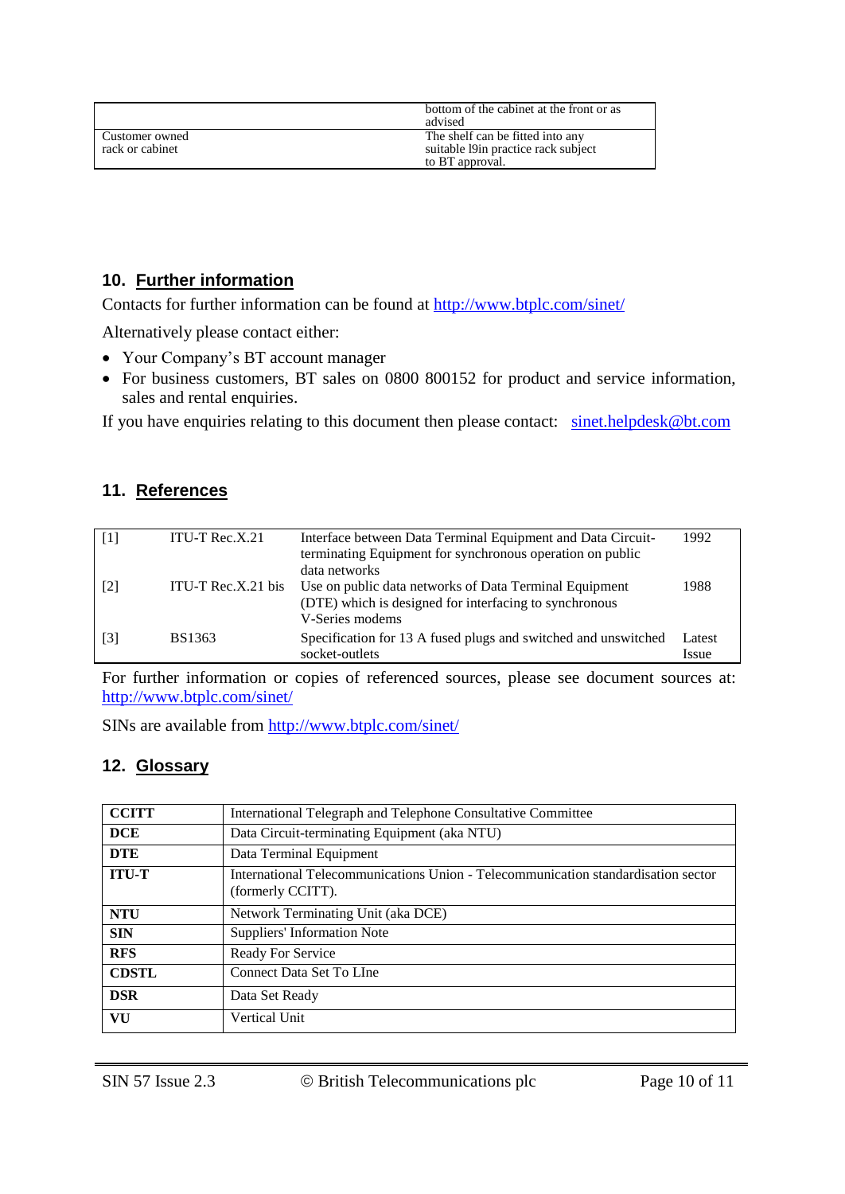| | | bottom of the cabinet at the front or as advised |
|---|---|---|
| Customer owned rack or cabinet | | The shelf can be fitted into any suitable l9in practice rack subject to BT approval. |

## 10. Further information

Contacts for further information can be found at http://www.btplc.com/sinet/

Alternatively please contact either:

- Your Company's BT account manager
- For business customers, BT sales on 0800 800152 for product and service information, sales and rental enquiries.

If you have enquiries relating to this document then please contact: sinet.helpdesk@bt.com

## 11. References

| | | | |
|---|---|---|---|
| [1] | ITU-T Rec.X.21 | Interface between Data Terminal Equipment and Data Circuit-terminating Equipment for synchronous operation on public data networks | 1992 |
| [2] | ITU-T Rec.X.21 bis | Use on public data networks of Data Terminal Equipment (DTE) which is designed for interfacing to synchronous V-Series modems | 1988 |
| [3] | BS1363 | Specification for 13 A fused plugs and switched and unswitched socket-outlets | Latest Issue |

For further information or copies of referenced sources, please see document sources at: http://www.btplc.com/sinet/

SINs are available from http://www.btplc.com/sinet/

## 12. Glossary

| | |
|---|---|
| **CCITT** | International Telegraph and Telephone Consultative Committee |
| **DCE** | Data Circuit-terminating Equipment (aka NTU) |
| **DTE** | Data Terminal Equipment |
| **ITU-T** | International Telecommunications Union - Telecommunication standardisation sector (formerly CCITT). |
| **NTU** | Network Terminating Unit (aka DCE) |
| **SIN** | Suppliers' Information Note |
| **RFS** | Ready For Service |
| **CDSTL** | Connect Data Set To LIne |
| **DSR** | Data Set Ready |
| **VU** | Vertical Unit |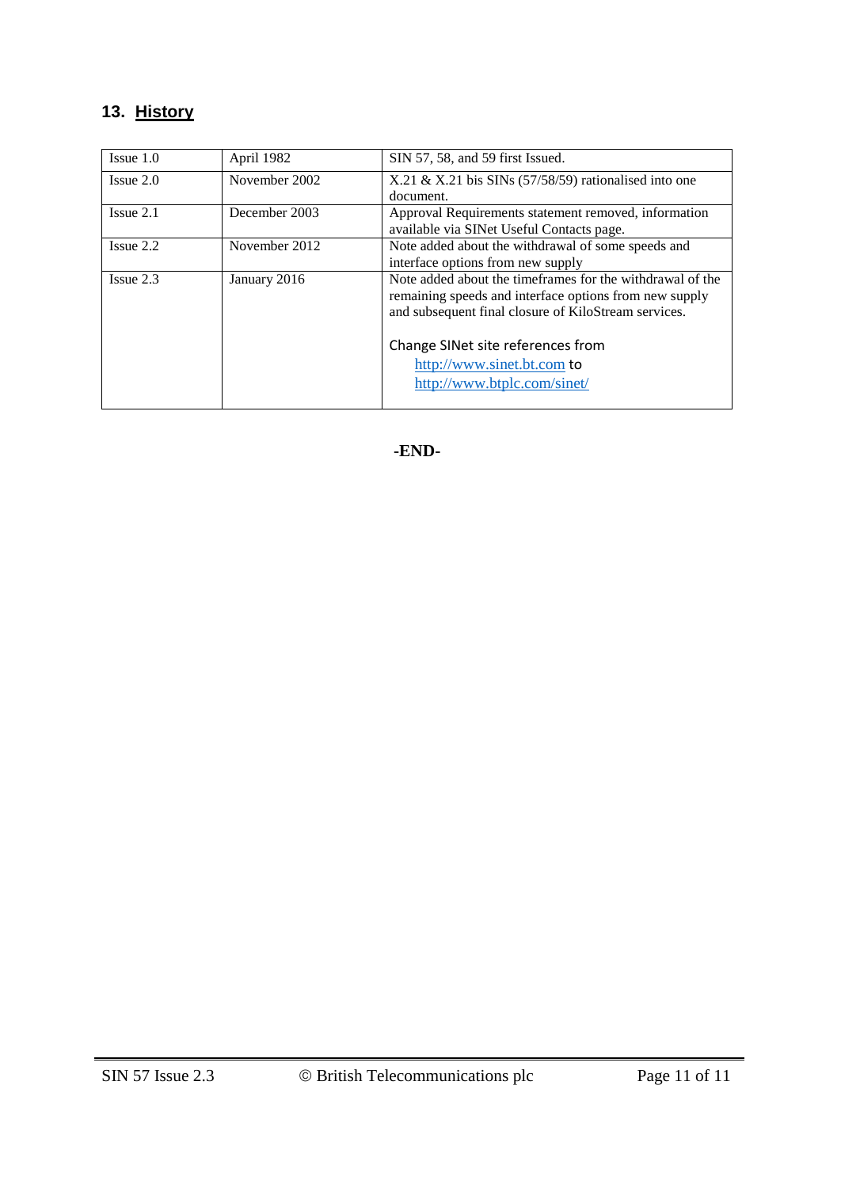## 13. History

| | | |
|---|---|---|
| Issue 1.0 | April 1982 | SIN 57, 58, and 59 first Issued. |
| Issue 2.0 | November 2002 | X.21 & X.21 bis SINs (57/58/59) rationalised into one document. |
| Issue 2.1 | December 2003 | Approval Requirements statement removed, information available via SINet Useful Contacts page. |
| Issue 2.2 | November 2012 | Note added about the withdrawal of some speeds and interface options from new supply |
| Issue 2.3 | January 2016 | Note added about the timeframes for the withdrawal of the remaining speeds and interface options from new supply and subsequent final closure of KiloStream services.<br><br>Change SINet site references from http://www.sinet.bt.com to http://www.btplc.com/sinet/ |

**-END-**